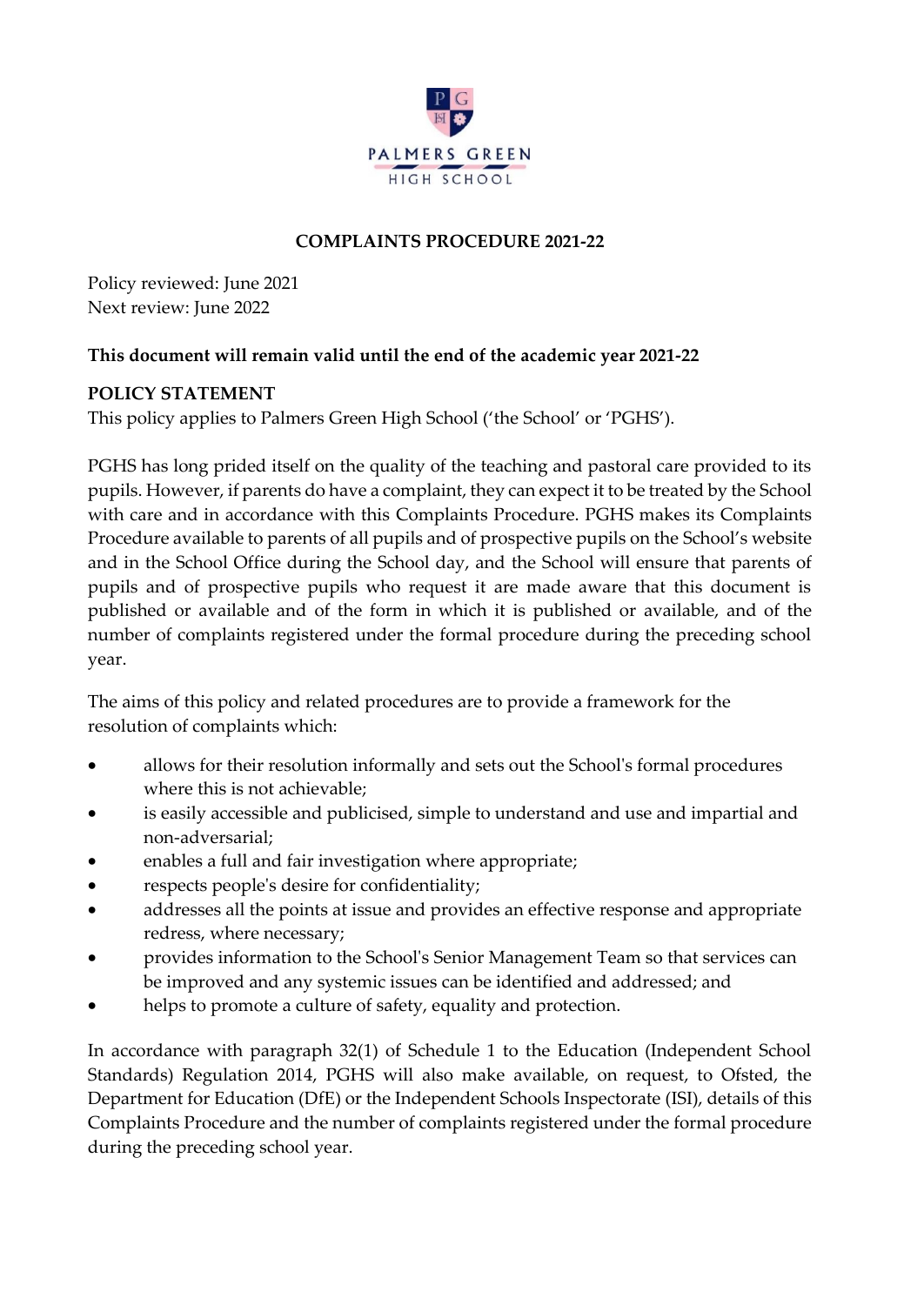PALMERS GREEN HIGH SCHOOL

# COMPLAINTS PROCEDURE 2021-22

Policy reviewed: June 2021
Next review: June 2022

**This document will remain valid until the end of the academic year 2021-22**

## POLICY STATEMENT

This policy applies to Palmers Green High School ('the School' or 'PGHS').

PGHS has long prided itself on the quality of the teaching and pastoral care provided to its pupils. However, if parents do have a complaint, they can expect it to be treated by the School with care and in accordance with this Complaints Procedure. PGHS makes its Complaints Procedure available to parents of all pupils and of prospective pupils on the School's website and in the School Office during the School day, and the School will ensure that parents of pupils and of prospective pupils who request it are made aware that this document is published or available and of the form in which it is published or available, and of the number of complaints registered under the formal procedure during the preceding school year.

The aims of this policy and related procedures are to provide a framework for the resolution of complaints which:

- allows for their resolution informally and sets out the School's formal procedures where this is not achievable;
- is easily accessible and publicised, simple to understand and use and impartial and non-adversarial;
- enables a full and fair investigation where appropriate;
- respects people's desire for confidentiality;
- addresses all the points at issue and provides an effective response and appropriate redress, where necessary;
- provides information to the School's Senior Management Team so that services can be improved and any systemic issues can be identified and addressed; and
- helps to promote a culture of safety, equality and protection.

In accordance with paragraph 32(1) of Schedule 1 to the Education (Independent School Standards) Regulation 2014, PGHS will also make available, on request, to Ofsted, the Department for Education (DfE) or the Independent Schools Inspectorate (ISI), details of this Complaints Procedure and the number of complaints registered under the formal procedure during the preceding school year.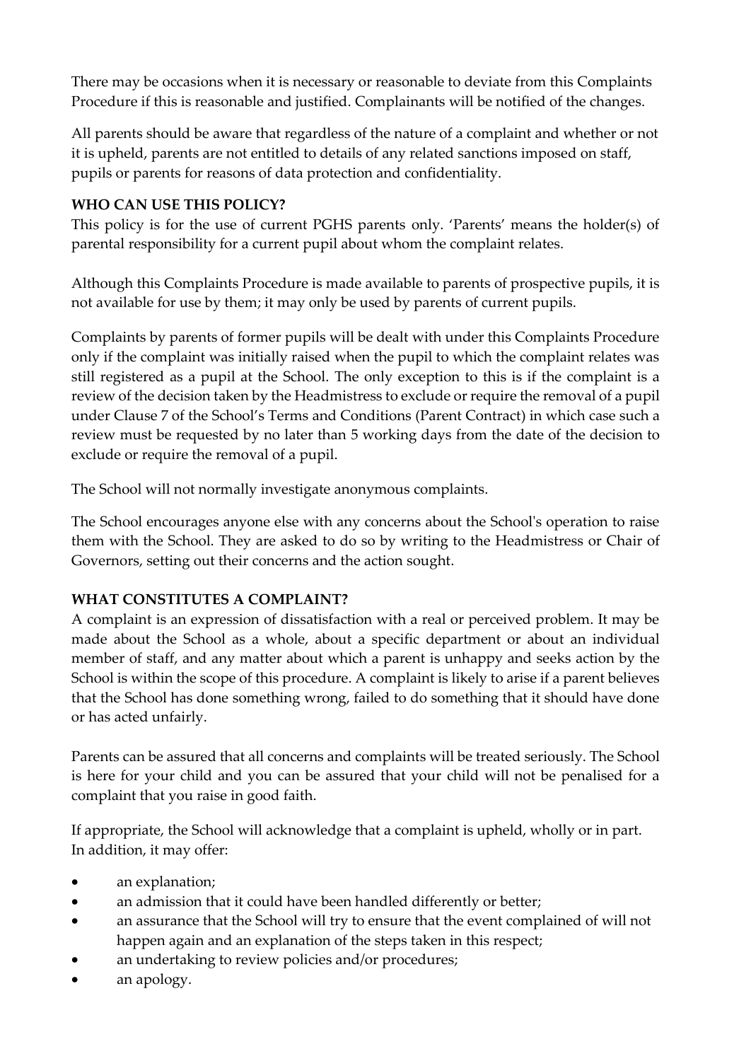There may be occasions when it is necessary or reasonable to deviate from this Complaints Procedure if this is reasonable and justified. Complainants will be notified of the changes.

All parents should be aware that regardless of the nature of a complaint and whether or not it is upheld, parents are not entitled to details of any related sanctions imposed on staff, pupils or parents for reasons of data protection and confidentiality.

**WHO CAN USE THIS POLICY?**

This policy is for the use of current PGHS parents only. 'Parents' means the holder(s) of parental responsibility for a current pupil about whom the complaint relates.

Although this Complaints Procedure is made available to parents of prospective pupils, it is not available for use by them; it may only be used by parents of current pupils.

Complaints by parents of former pupils will be dealt with under this Complaints Procedure only if the complaint was initially raised when the pupil to which the complaint relates was still registered as a pupil at the School. The only exception to this is if the complaint is a review of the decision taken by the Headmistress to exclude or require the removal of a pupil under Clause 7 of the School's Terms and Conditions (Parent Contract) in which case such a review must be requested by no later than 5 working days from the date of the decision to exclude or require the removal of a pupil.

The School will not normally investigate anonymous complaints.

The School encourages anyone else with any concerns about the School's operation to raise them with the School. They are asked to do so by writing to the Headmistress or Chair of Governors, setting out their concerns and the action sought.

**WHAT CONSTITUTES A COMPLAINT?**

A complaint is an expression of dissatisfaction with a real or perceived problem. It may be made about the School as a whole, about a specific department or about an individual member of staff, and any matter about which a parent is unhappy and seeks action by the School is within the scope of this procedure. A complaint is likely to arise if a parent believes that the School has done something wrong, failed to do something that it should have done or has acted unfairly.

Parents can be assured that all concerns and complaints will be treated seriously. The School is here for your child and you can be assured that your child will not be penalised for a complaint that you raise in good faith.

If appropriate, the School will acknowledge that a complaint is upheld, wholly or in part. In addition, it may offer:

- an explanation;
- an admission that it could have been handled differently or better;
- an assurance that the School will try to ensure that the event complained of will not happen again and an explanation of the steps taken in this respect;
- an undertaking to review policies and/or procedures;
- an apology.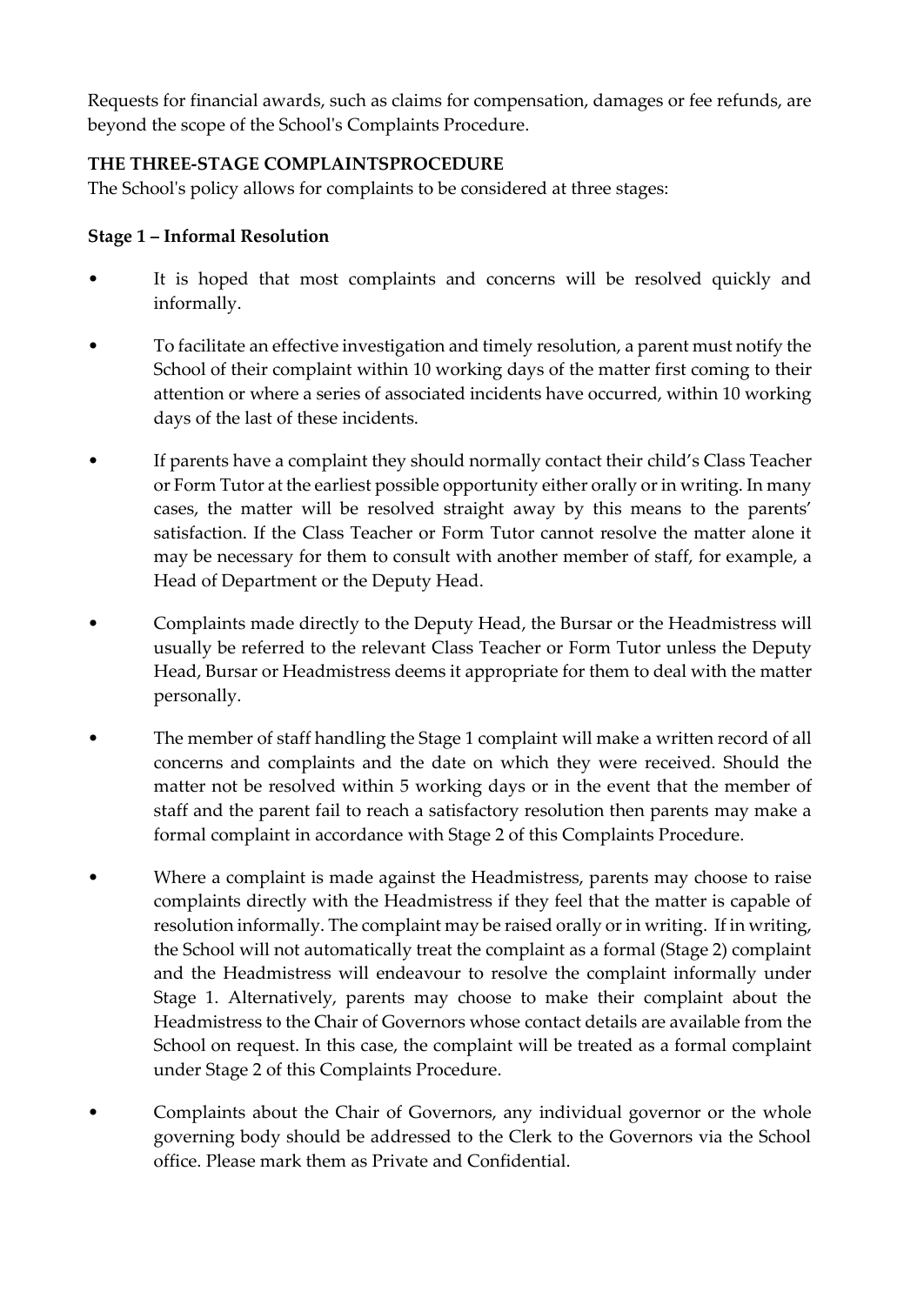Requests for financial awards, such as claims for compensation, damages or fee refunds, are beyond the scope of the School's Complaints Procedure.

**THE THREE-STAGE COMPLAINTSPROCEDURE**

The School's policy allows for complaints to be considered at three stages:

**Stage 1 – Informal Resolution**

- It is hoped that most complaints and concerns will be resolved quickly and informally.
- To facilitate an effective investigation and timely resolution, a parent must notify the School of their complaint within 10 working days of the matter first coming to their attention or where a series of associated incidents have occurred, within 10 working days of the last of these incidents.
- If parents have a complaint they should normally contact their child's Class Teacher or Form Tutor at the earliest possible opportunity either orally or in writing. In many cases, the matter will be resolved straight away by this means to the parents' satisfaction. If the Class Teacher or Form Tutor cannot resolve the matter alone it may be necessary for them to consult with another member of staff, for example, a Head of Department or the Deputy Head.
- Complaints made directly to the Deputy Head, the Bursar or the Headmistress will usually be referred to the relevant Class Teacher or Form Tutor unless the Deputy Head, Bursar or Headmistress deems it appropriate for them to deal with the matter personally.
- The member of staff handling the Stage 1 complaint will make a written record of all concerns and complaints and the date on which they were received. Should the matter not be resolved within 5 working days or in the event that the member of staff and the parent fail to reach a satisfactory resolution then parents may make a formal complaint in accordance with Stage 2 of this Complaints Procedure.
- Where a complaint is made against the Headmistress, parents may choose to raise complaints directly with the Headmistress if they feel that the matter is capable of resolution informally. The complaint may be raised orally or in writing. If in writing, the School will not automatically treat the complaint as a formal (Stage 2) complaint and the Headmistress will endeavour to resolve the complaint informally under Stage 1. Alternatively, parents may choose to make their complaint about the Headmistress to the Chair of Governors whose contact details are available from the School on request. In this case, the complaint will be treated as a formal complaint under Stage 2 of this Complaints Procedure.
- Complaints about the Chair of Governors, any individual governor or the whole governing body should be addressed to the Clerk to the Governors via the School office. Please mark them as Private and Confidential.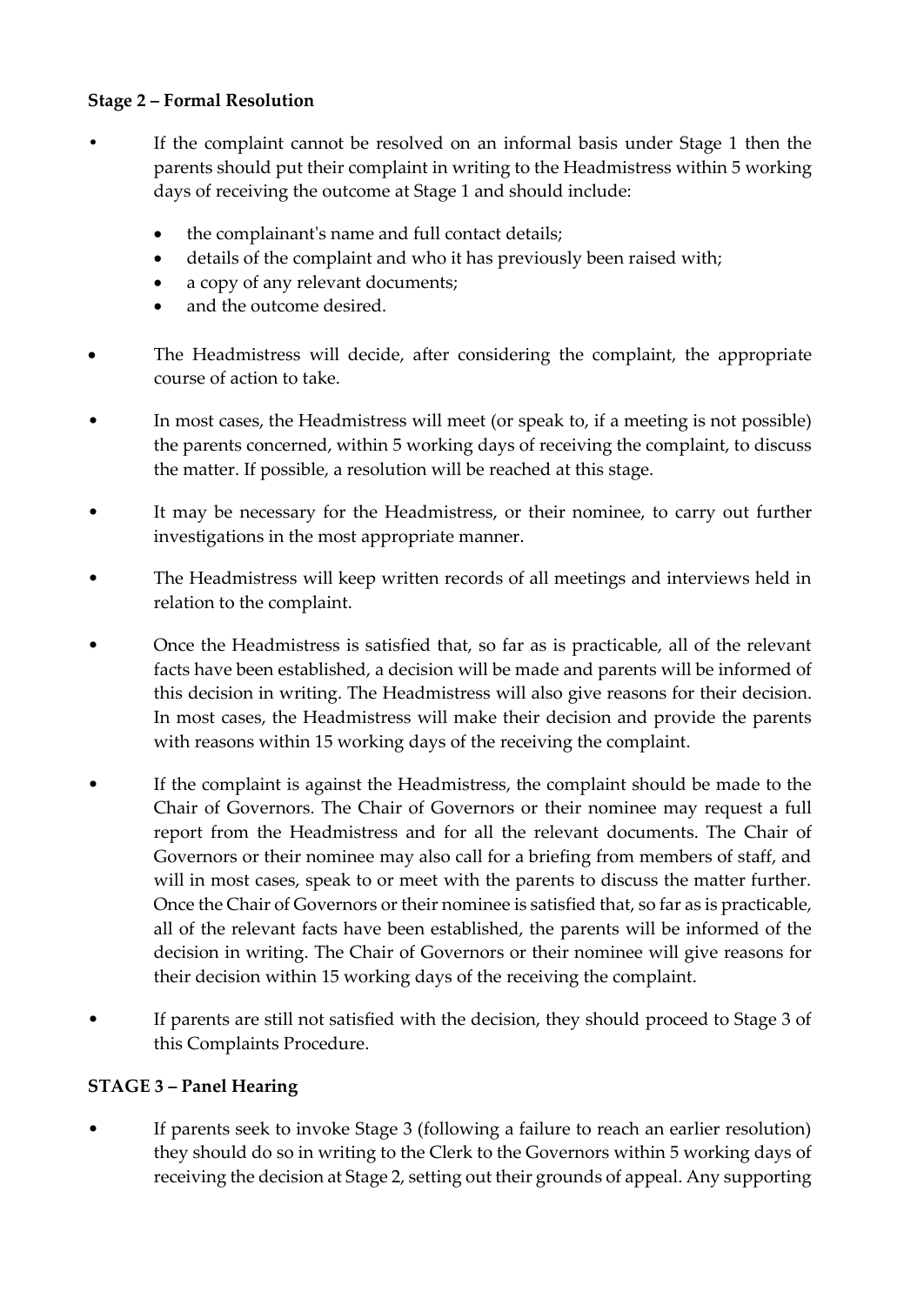**Stage 2 – Formal Resolution**

- If the complaint cannot be resolved on an informal basis under Stage 1 then the parents should put their complaint in writing to the Headmistress within 5 working days of receiving the outcome at Stage 1 and should include:
    - the complainant's name and full contact details;
    - details of the complaint and who it has previously been raised with;
    - a copy of any relevant documents;
    - and the outcome desired.
- The Headmistress will decide, after considering the complaint, the appropriate course of action to take.
- In most cases, the Headmistress will meet (or speak to, if a meeting is not possible) the parents concerned, within 5 working days of receiving the complaint, to discuss the matter. If possible, a resolution will be reached at this stage.
- It may be necessary for the Headmistress, or their nominee, to carry out further investigations in the most appropriate manner.
- The Headmistress will keep written records of all meetings and interviews held in relation to the complaint.
- Once the Headmistress is satisfied that, so far as is practicable, all of the relevant facts have been established, a decision will be made and parents will be informed of this decision in writing. The Headmistress will also give reasons for their decision. In most cases, the Headmistress will make their decision and provide the parents with reasons within 15 working days of the receiving the complaint.
- If the complaint is against the Headmistress, the complaint should be made to the Chair of Governors. The Chair of Governors or their nominee may request a full report from the Headmistress and for all the relevant documents. The Chair of Governors or their nominee may also call for a briefing from members of staff, and will in most cases, speak to or meet with the parents to discuss the matter further. Once the Chair of Governors or their nominee is satisfied that, so far as is practicable, all of the relevant facts have been established, the parents will be informed of the decision in writing. The Chair of Governors or their nominee will give reasons for their decision within 15 working days of the receiving the complaint.
- If parents are still not satisfied with the decision, they should proceed to Stage 3 of this Complaints Procedure.

**STAGE 3 – Panel Hearing**

- If parents seek to invoke Stage 3 (following a failure to reach an earlier resolution) they should do so in writing to the Clerk to the Governors within 5 working days of receiving the decision at Stage 2, setting out their grounds of appeal. Any supporting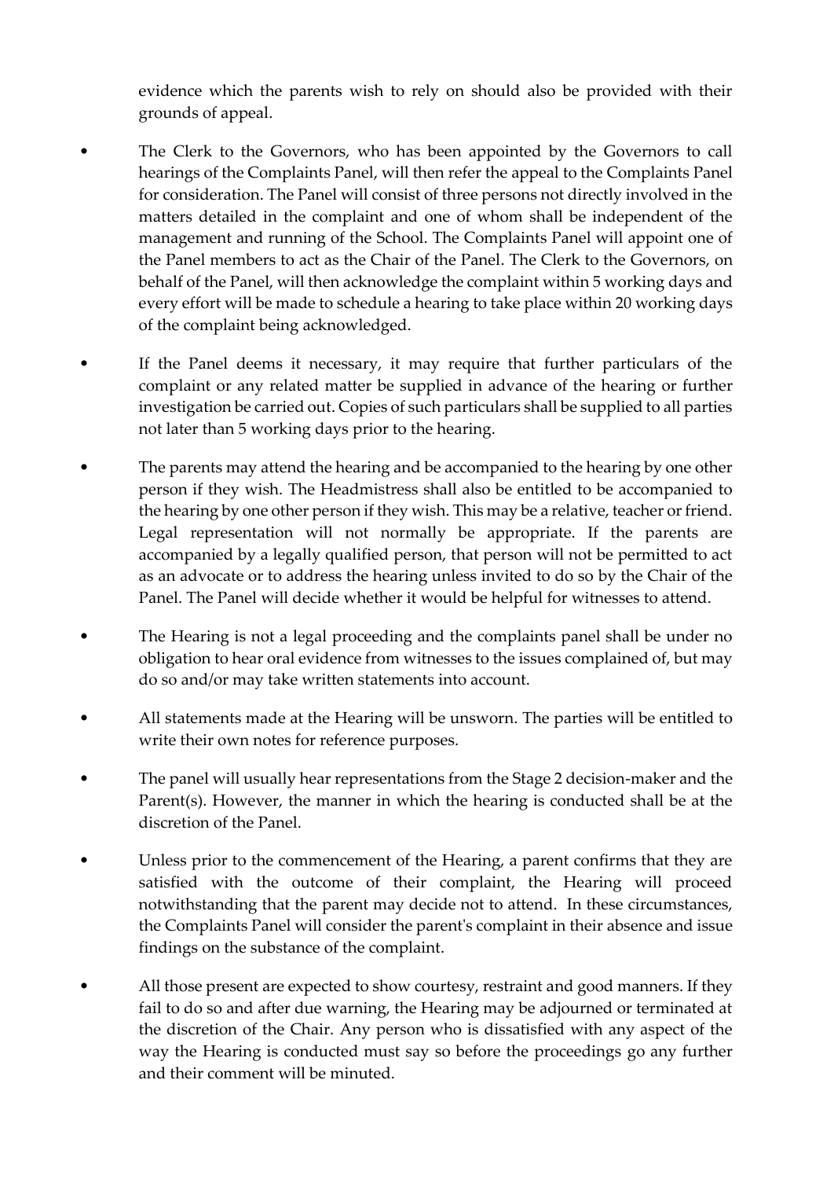evidence which the parents wish to rely on should also be provided with their grounds of appeal.

- The Clerk to the Governors, who has been appointed by the Governors to call hearings of the Complaints Panel, will then refer the appeal to the Complaints Panel for consideration. The Panel will consist of three persons not directly involved in the matters detailed in the complaint and one of whom shall be independent of the management and running of the School. The Complaints Panel will appoint one of the Panel members to act as the Chair of the Panel. The Clerk to the Governors, on behalf of the Panel, will then acknowledge the complaint within 5 working days and every effort will be made to schedule a hearing to take place within 20 working days of the complaint being acknowledged.

- If the Panel deems it necessary, it may require that further particulars of the complaint or any related matter be supplied in advance of the hearing or further investigation be carried out. Copies of such particulars shall be supplied to all parties not later than 5 working days prior to the hearing.

- The parents may attend the hearing and be accompanied to the hearing by one other person if they wish. The Headmistress shall also be entitled to be accompanied to the hearing by one other person if they wish. This may be a relative, teacher or friend. Legal representation will not normally be appropriate. If the parents are accompanied by a legally qualified person, that person will not be permitted to act as an advocate or to address the hearing unless invited to do so by the Chair of the Panel. The Panel will decide whether it would be helpful for witnesses to attend.

- The Hearing is not a legal proceeding and the complaints panel shall be under no obligation to hear oral evidence from witnesses to the issues complained of, but may do so and/or may take written statements into account.

- All statements made at the Hearing will be unsworn. The parties will be entitled to write their own notes for reference purposes.

- The panel will usually hear representations from the Stage 2 decision-maker and the Parent(s). However, the manner in which the hearing is conducted shall be at the discretion of the Panel.

- Unless prior to the commencement of the Hearing, a parent confirms that they are satisfied with the outcome of their complaint, the Hearing will proceed notwithstanding that the parent may decide not to attend. In these circumstances, the Complaints Panel will consider the parent's complaint in their absence and issue findings on the substance of the complaint.

- All those present are expected to show courtesy, restraint and good manners. If they fail to do so and after due warning, the Hearing may be adjourned or terminated at the discretion of the Chair. Any person who is dissatisfied with any aspect of the way the Hearing is conducted must say so before the proceedings go any further and their comment will be minuted.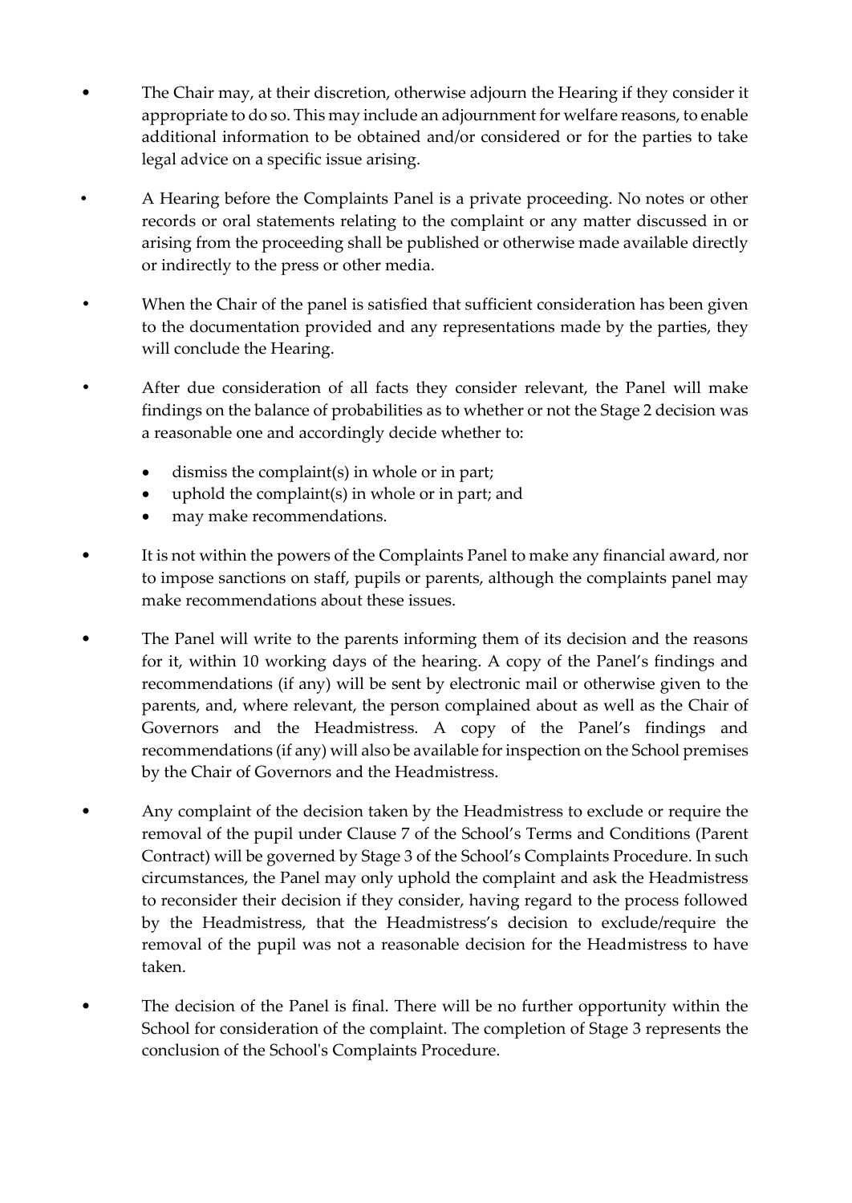- The Chair may, at their discretion, otherwise adjourn the Hearing if they consider it appropriate to do so. This may include an adjournment for welfare reasons, to enable additional information to be obtained and/or considered or for the parties to take legal advice on a specific issue arising.

- A Hearing before the Complaints Panel is a private proceeding. No notes or other records or oral statements relating to the complaint or any matter discussed in or arising from the proceeding shall be published or otherwise made available directly or indirectly to the press or other media.

- When the Chair of the panel is satisfied that sufficient consideration has been given to the documentation provided and any representations made by the parties, they will conclude the Hearing.

- After due consideration of all facts they consider relevant, the Panel will make findings on the balance of probabilities as to whether or not the Stage 2 decision was a reasonable one and accordingly decide whether to:

  - dismiss the complaint(s) in whole or in part;
  - uphold the complaint(s) in whole or in part; and
  - may make recommendations.

- It is not within the powers of the Complaints Panel to make any financial award, nor to impose sanctions on staff, pupils or parents, although the complaints panel may make recommendations about these issues.

- The Panel will write to the parents informing them of its decision and the reasons for it, within 10 working days of the hearing. A copy of the Panel's findings and recommendations (if any) will be sent by electronic mail or otherwise given to the parents, and, where relevant, the person complained about as well as the Chair of Governors and the Headmistress. A copy of the Panel's findings and recommendations (if any) will also be available for inspection on the School premises by the Chair of Governors and the Headmistress.

- Any complaint of the decision taken by the Headmistress to exclude or require the removal of the pupil under Clause 7 of the School's Terms and Conditions (Parent Contract) will be governed by Stage 3 of the School's Complaints Procedure. In such circumstances, the Panel may only uphold the complaint and ask the Headmistress to reconsider their decision if they consider, having regard to the process followed by the Headmistress, that the Headmistress's decision to exclude/require the removal of the pupil was not a reasonable decision for the Headmistress to have taken.

- The decision of the Panel is final. There will be no further opportunity within the School for consideration of the complaint. The completion of Stage 3 represents the conclusion of the School's Complaints Procedure.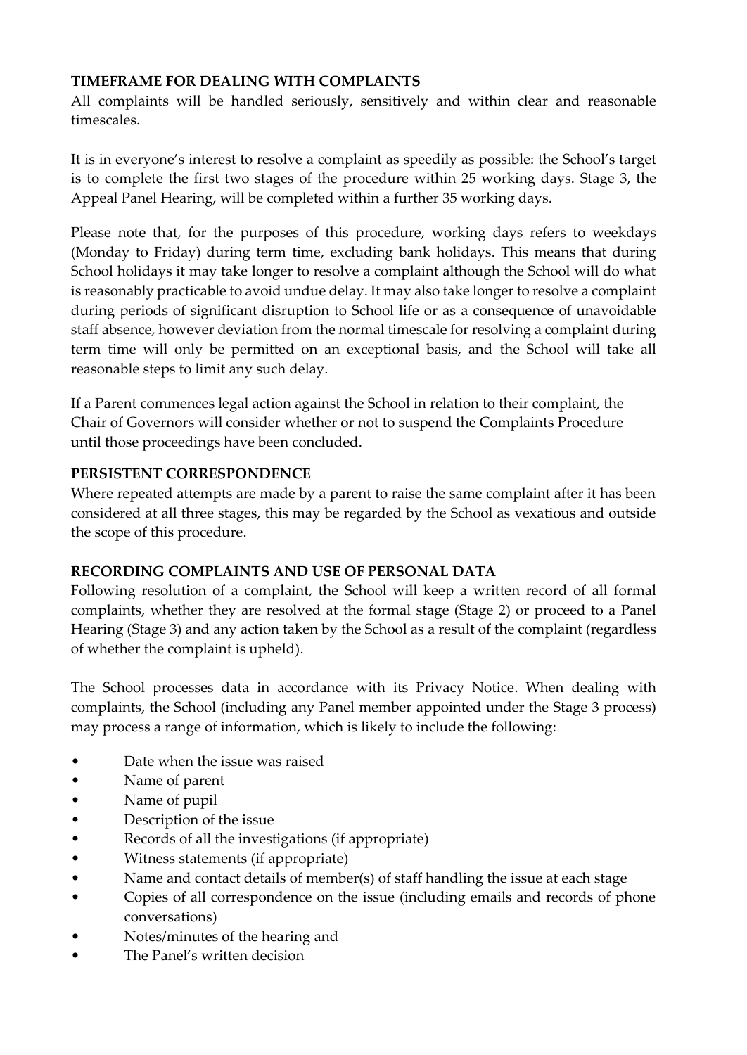**TIMEFRAME FOR DEALING WITH COMPLAINTS**

All complaints will be handled seriously, sensitively and within clear and reasonable timescales.

It is in everyone's interest to resolve a complaint as speedily as possible: the School's target is to complete the first two stages of the procedure within 25 working days. Stage 3, the Appeal Panel Hearing, will be completed within a further 35 working days.

Please note that, for the purposes of this procedure, working days refers to weekdays (Monday to Friday) during term time, excluding bank holidays. This means that during School holidays it may take longer to resolve a complaint although the School will do what is reasonably practicable to avoid undue delay. It may also take longer to resolve a complaint during periods of significant disruption to School life or as a consequence of unavoidable staff absence, however deviation from the normal timescale for resolving a complaint during term time will only be permitted on an exceptional basis, and the School will take all reasonable steps to limit any such delay.

If a Parent commences legal action against the School in relation to their complaint, the Chair of Governors will consider whether or not to suspend the Complaints Procedure until those proceedings have been concluded.

**PERSISTENT CORRESPONDENCE**

Where repeated attempts are made by a parent to raise the same complaint after it has been considered at all three stages, this may be regarded by the School as vexatious and outside the scope of this procedure.

**RECORDING COMPLAINTS AND USE OF PERSONAL DATA**

Following resolution of a complaint, the School will keep a written record of all formal complaints, whether they are resolved at the formal stage (Stage 2) or proceed to a Panel Hearing (Stage 3) and any action taken by the School as a result of the complaint (regardless of whether the complaint is upheld).

The School processes data in accordance with its Privacy Notice. When dealing with complaints, the School (including any Panel member appointed under the Stage 3 process) may process a range of information, which is likely to include the following:

- Date when the issue was raised
- Name of parent
- Name of pupil
- Description of the issue
- Records of all the investigations (if appropriate)
- Witness statements (if appropriate)
- Name and contact details of member(s) of staff handling the issue at each stage
- Copies of all correspondence on the issue (including emails and records of phone conversations)
- Notes/minutes of the hearing and
- The Panel's written decision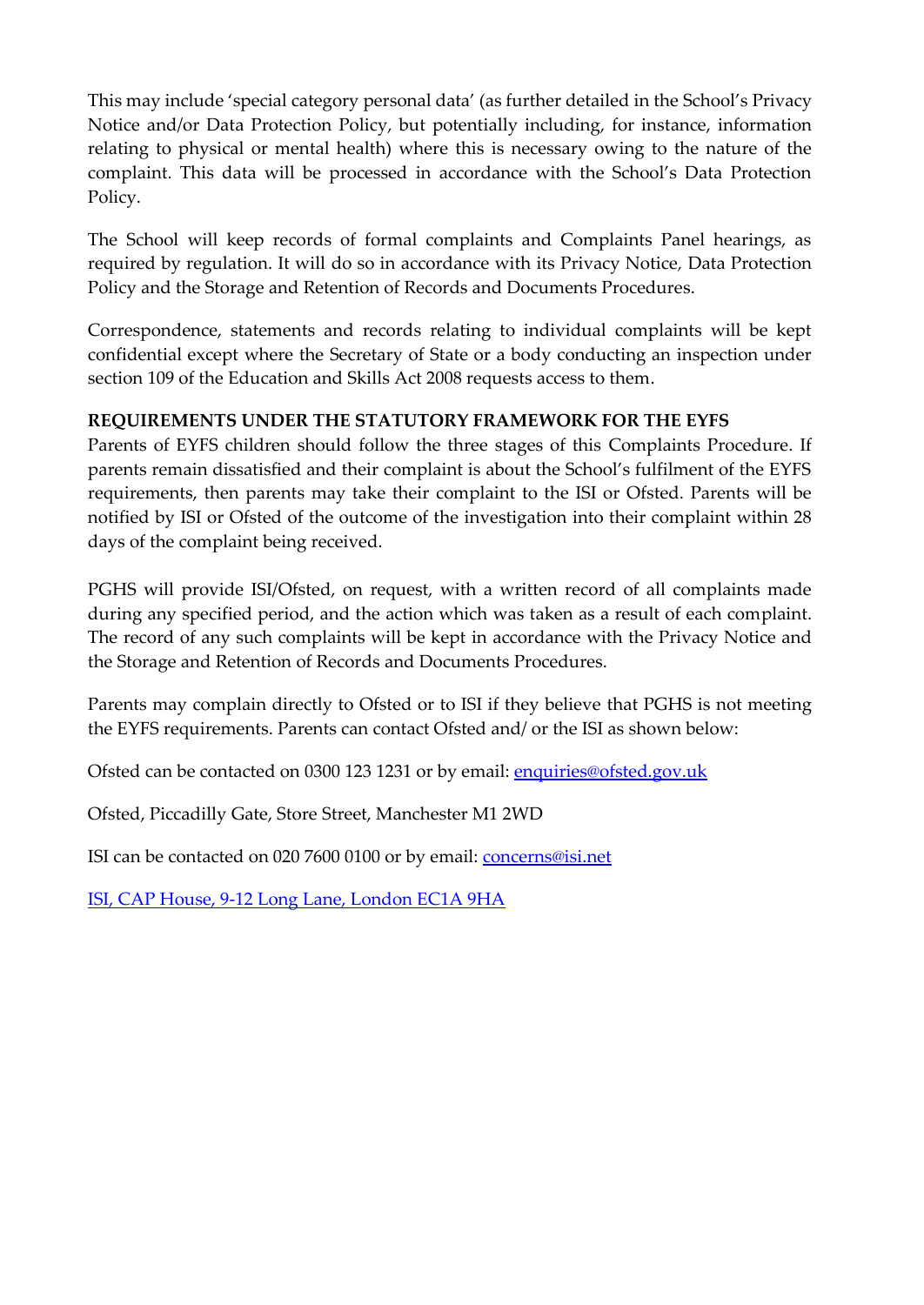This may include 'special category personal data' (as further detailed in the School's Privacy Notice and/or Data Protection Policy, but potentially including, for instance, information relating to physical or mental health) where this is necessary owing to the nature of the complaint. This data will be processed in accordance with the School's Data Protection Policy.

The School will keep records of formal complaints and Complaints Panel hearings, as required by regulation. It will do so in accordance with its Privacy Notice, Data Protection Policy and the Storage and Retention of Records and Documents Procedures.

Correspondence, statements and records relating to individual complaints will be kept confidential except where the Secretary of State or a body conducting an inspection under section 109 of the Education and Skills Act 2008 requests access to them.

**REQUIREMENTS UNDER THE STATUTORY FRAMEWORK FOR THE EYFS**

Parents of EYFS children should follow the three stages of this Complaints Procedure. If parents remain dissatisfied and their complaint is about the School's fulfilment of the EYFS requirements, then parents may take their complaint to the ISI or Ofsted. Parents will be notified by ISI or Ofsted of the outcome of the investigation into their complaint within 28 days of the complaint being received.

PGHS will provide ISI/Ofsted, on request, with a written record of all complaints made during any specified period, and the action which was taken as a result of each complaint. The record of any such complaints will be kept in accordance with the Privacy Notice and the Storage and Retention of Records and Documents Procedures.

Parents may complain directly to Ofsted or to ISI if they believe that PGHS is not meeting the EYFS requirements. Parents can contact Ofsted and/ or the ISI as shown below:

Ofsted can be contacted on 0300 123 1231 or by email: enquiries@ofsted.gov.uk

Ofsted, Piccadilly Gate, Store Street, Manchester M1 2WD

ISI can be contacted on 020 7600 0100 or by email: concerns@isi.net

ISI, CAP House, 9-12 Long Lane, London EC1A 9HA